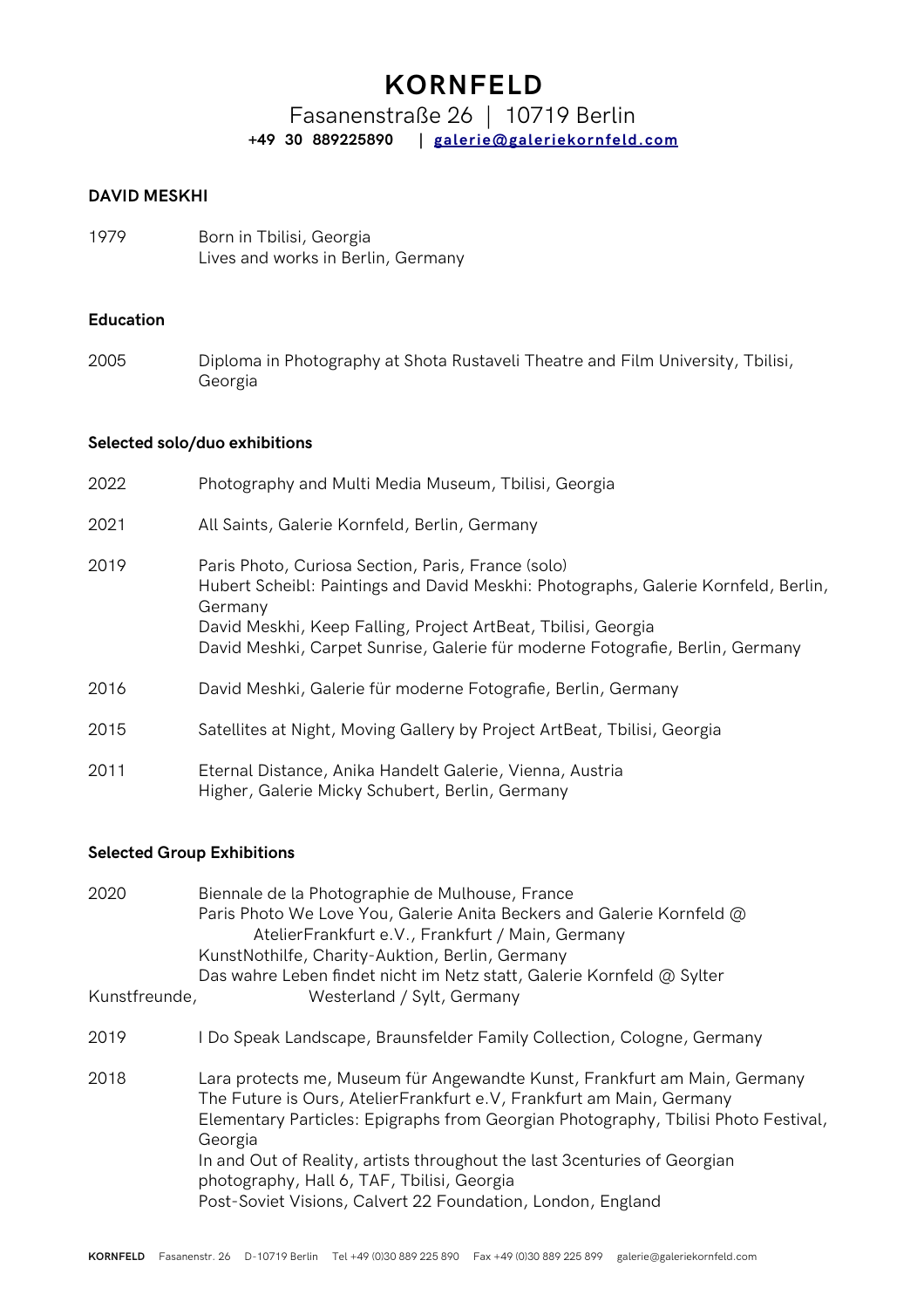# KORNFELD

Fasanenstraße 26 | 10719 Berlin

**+49 30 889225890 | galerie@galeriekornfeld.com**

**DAVID MESKHI**

1979 Born in Tbilisi, Georgia
Lives and works in Berlin, Germany

**Education**

2005 Diploma in Photography at Shota Rustaveli Theatre and Film University, Tbilisi, Georgia

**Selected solo/duo exhibitions**

2022 Photography and Multi Media Museum, Tbilisi, Georgia

2021 All Saints, Galerie Kornfeld, Berlin, Germany

2019 Paris Photo, Curiosa Section, Paris, France (solo)
Hubert Scheibl: Paintings and David Meskhi: Photographs, Galerie Kornfeld, Berlin, Germany
David Meskhi, Keep Falling, Project ArtBeat, Tbilisi, Georgia
David Meshki, Carpet Sunrise, Galerie für moderne Fotografie, Berlin, Germany

2016 David Meshki, Galerie für moderne Fotografie, Berlin, Germany

2015 Satellites at Night, Moving Gallery by Project ArtBeat, Tbilisi, Georgia

2011 Eternal Distance, Anika Handelt Galerie, Vienna, Austria
Higher, Galerie Micky Schubert, Berlin, Germany

**Selected Group Exhibitions**

2020 Biennale de la Photographie de Mulhouse, France
Paris Photo We Love You, Galerie Anita Beckers and Galerie Kornfeld @ AtelierFrankfurt e.V., Frankfurt / Main, Germany
KunstNothilfe, Charity-Auktion, Berlin, Germany
Das wahre Leben findet nicht im Netz statt, Galerie Kornfeld @ Sylter Kunstfreunde, Westerland / Sylt, Germany

2019 I Do Speak Landscape, Braunsfelder Family Collection, Cologne, Germany

2018 Lara protects me, Museum für Angewandte Kunst, Frankfurt am Main, Germany
The Future is Ours, AtelierFrankfurt e.V, Frankfurt am Main, Germany
Elementary Particles: Epigraphs from Georgian Photography, Tbilisi Photo Festival, Georgia
In and Out of Reality, artists throughout the last 3centuries of Georgian photography, Hall 6, TAF, Tbilisi, Georgia
Post-Soviet Visions, Calvert 22 Foundation, London, England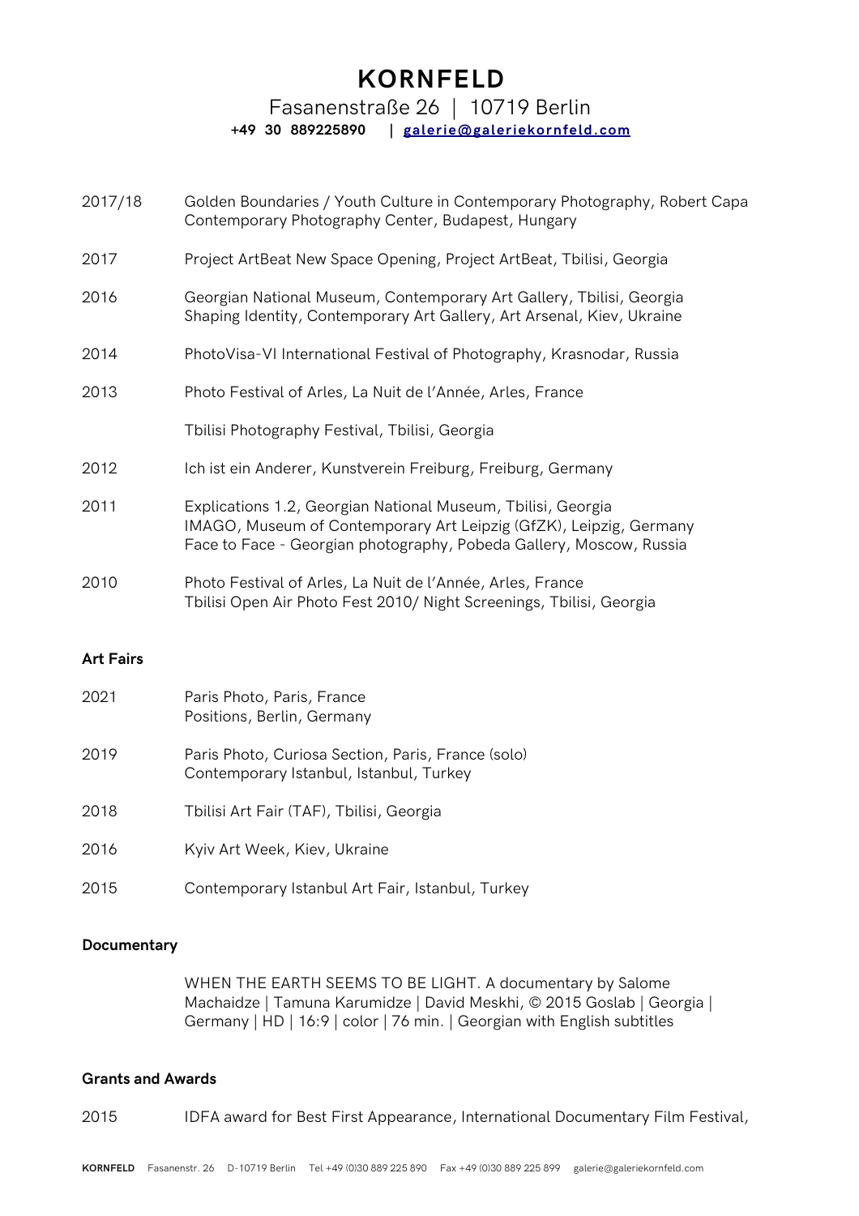# KORNFELD

Fasanenstraße 26 | 10719 Berlin

**+49 30 889225890 | galerie@galeriekornfeld.com**

| | |
|---|---|
| 2017/18 | Golden Boundaries / Youth Culture in Contemporary Photography, Robert Capa Contemporary Photography Center, Budapest, Hungary |
| 2017 | Project ArtBeat New Space Opening, Project ArtBeat, Tbilisi, Georgia |
| 2016 | Georgian National Museum, Contemporary Art Gallery, Tbilisi, Georgia<br>Shaping Identity, Contemporary Art Gallery, Art Arsenal, Kiev, Ukraine |
| 2014 | PhotoVisa-VI International Festival of Photography, Krasnodar, Russia |
| 2013 | Photo Festival of Arles, La Nuit de l'Année, Arles, France |
| | Tbilisi Photography Festival, Tbilisi, Georgia |
| 2012 | Ich ist ein Anderer, Kunstverein Freiburg, Freiburg, Germany |
| 2011 | Explications 1.2, Georgian National Museum, Tbilisi, Georgia<br>IMAGO, Museum of Contemporary Art Leipzig (GfZK), Leipzig, Germany<br>Face to Face - Georgian photography, Pobeda Gallery, Moscow, Russia |
| 2010 | Photo Festival of Arles, La Nuit de l'Année, Arles, France<br>Tbilisi Open Air Photo Fest 2010/ Night Screenings, Tbilisi, Georgia |

**Art Fairs**

| | |
|---|---|
| 2021 | Paris Photo, Paris, France<br>Positions, Berlin, Germany |
| 2019 | Paris Photo, Curiosa Section, Paris, France (solo)<br>Contemporary Istanbul, Istanbul, Turkey |
| 2018 | Tbilisi Art Fair (TAF), Tbilisi, Georgia |
| 2016 | Kyiv Art Week, Kiev, Ukraine |
| 2015 | Contemporary Istanbul Art Fair, Istanbul, Turkey |

**Documentary**

WHEN THE EARTH SEEMS TO BE LIGHT. A documentary by Salome Machaidze | Tamuna Karumidze | David Meskhi, © 2015 Goslab | Georgia | Germany | HD | 16:9 | color | 76 min. | Georgian with English subtitles

**Grants and Awards**

| | |
|---|---|
| 2015 | IDFA award for Best First Appearance, International Documentary Film Festival, |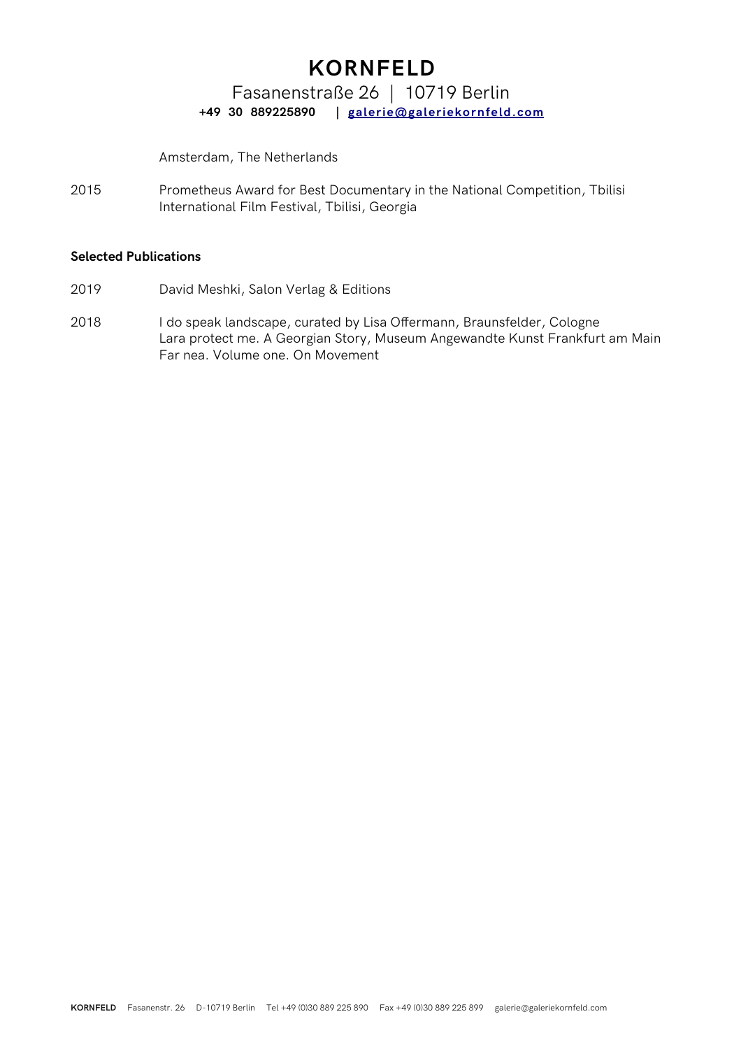Amsterdam, The Netherlands

2015 Prometheus Award for Best Documentary in the National Competition, Tbilisi International Film Festival, Tbilisi, Georgia

**Selected Publications**

2019 David Meshki, Salon Verlag & Editions

2018 I do speak landscape, curated by Lisa Offermann, Braunsfelder, Cologne
Lara protect me. A Georgian Story, Museum Angewandte Kunst Frankfurt am Main
Far nea. Volume one. On Movement